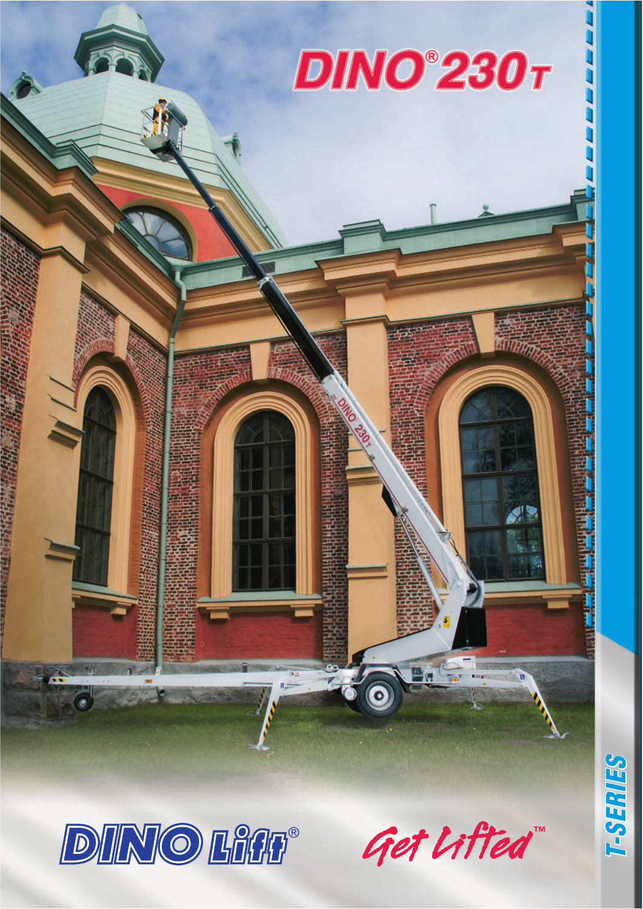# DINO®230T

DINO Lift®

Get Lifted™

T-SERIES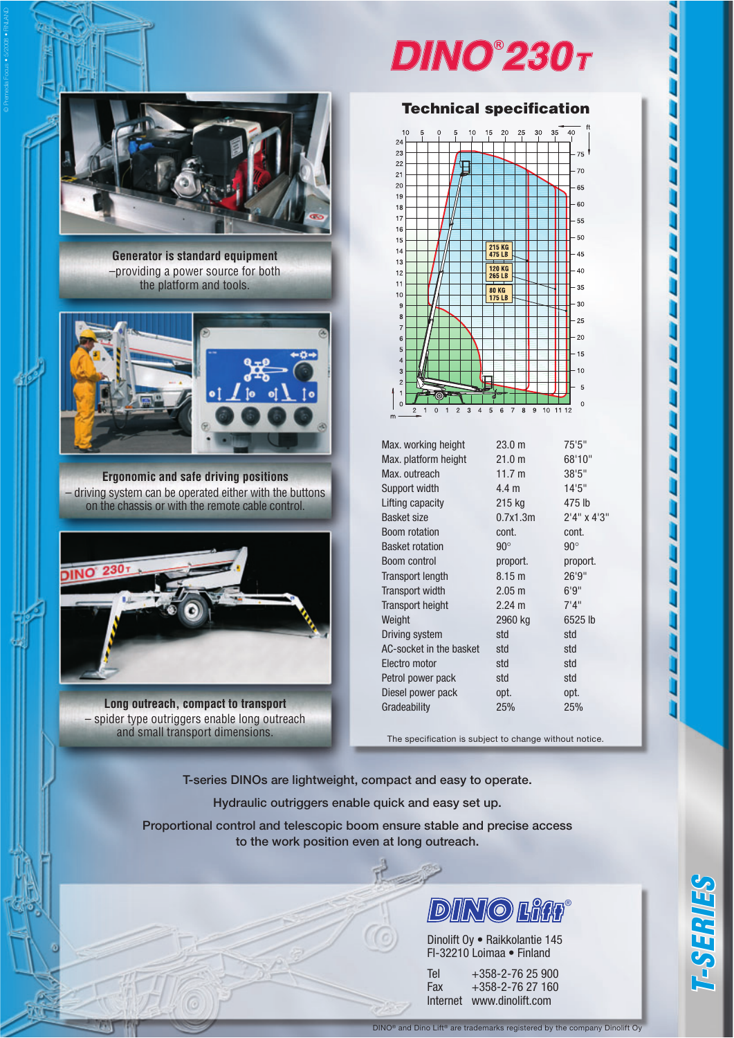# DINO® 230T

**Generator is standard equipment**
–providing a power source for both the platform and tools.

**Ergonomic and safe driving positions**
– driving system can be operated either with the buttons on the chassis or with the remote cable control.

**Long outreach, compact to transport**
– spider type outriggers enable long outreach and small transport dimensions.

## Technical specification

215 KG
475 LB

120 KG
265 LB

80 KG
175 LB

m

ft

| | | |
|---|---|---|
| Max. working height | 23.0 m | 75'5" |
| Max. platform height | 21.0 m | 68'10" |
| Max. outreach | 11.7 m | 38'5" |
| Support width | 4.4 m | 14'5" |
| Lifting capacity | 215 kg | 475 lb |
| Basket size | 0.7x1.3m | 2'4" x 4'3" |
| Boom rotation | cont. | cont. |
| Basket rotation | 90° | 90° |
| Boom control | proport. | proport. |
| Transport length | 8.15 m | 26'9" |
| Transport width | 2.05 m | 6'9" |
| Transport height | 2.24 m | 7'4" |
| Weight | 2960 kg | 6525 lb |
| Driving system | std | std |
| AC-socket in the basket | std | std |
| Electro motor | std | std |
| Petrol power pack | std | std |
| Diesel power pack | opt. | opt. |
| Gradeability | 25% | 25% |

The specification is subject to change without notice.

T-series DINOs are lightweight, compact and easy to operate.

Hydraulic outriggers enable quick and easy set up.

Proportional control and telescopic boom ensure stable and precise access to the work position even at long outreach.

**DINO Lift®**

Dinolift Oy • Raikkolantie 145
FI-32210 Loimaa • Finland

Tel +358-2-76 25 900
Fax +358-2-76 27 160
Internet www.dinolift.com

**T-SERIES**

DINO® and Dino Lift® are trademarks registered by the company Dinolift Oy